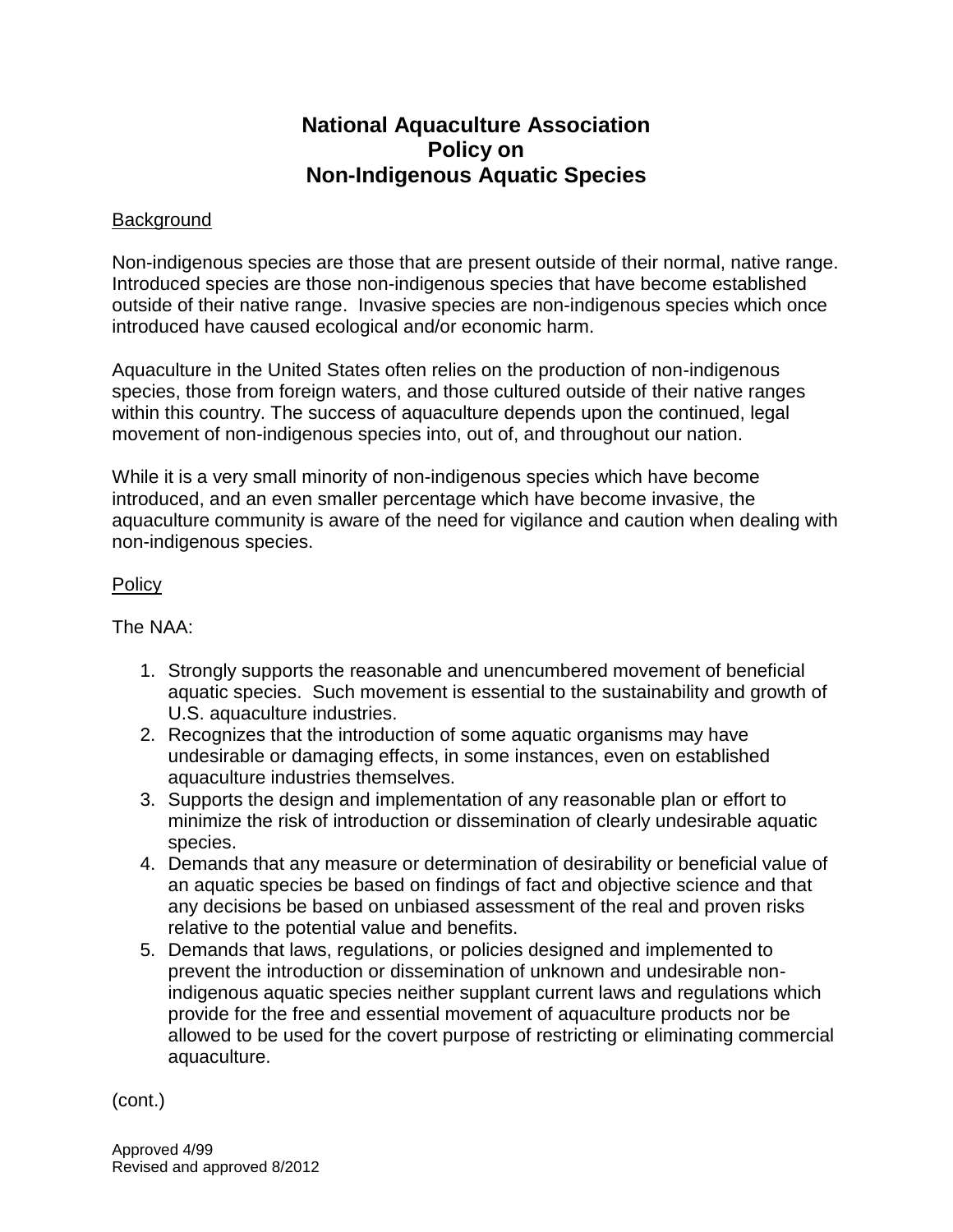# National Aquaculture Association
# Policy on
# Non-Indigenous Aquatic Species

## Background

Non-indigenous species are those that are present outside of their normal, native range. Introduced species are those non-indigenous species that have become established outside of their native range. Invasive species are non-indigenous species which once introduced have caused ecological and/or economic harm.

Aquaculture in the United States often relies on the production of non-indigenous species, those from foreign waters, and those cultured outside of their native ranges within this country. The success of aquaculture depends upon the continued, legal movement of non-indigenous species into, out of, and throughout our nation.

While it is a very small minority of non-indigenous species which have become introduced, and an even smaller percentage which have become invasive, the aquaculture community is aware of the need for vigilance and caution when dealing with non-indigenous species.

## Policy

The NAA:

1. Strongly supports the reasonable and unencumbered movement of beneficial aquatic species. Such movement is essential to the sustainability and growth of U.S. aquaculture industries.
2. Recognizes that the introduction of some aquatic organisms may have undesirable or damaging effects, in some instances, even on established aquaculture industries themselves.
3. Supports the design and implementation of any reasonable plan or effort to minimize the risk of introduction or dissemination of clearly undesirable aquatic species.
4. Demands that any measure or determination of desirability or beneficial value of an aquatic species be based on findings of fact and objective science and that any decisions be based on unbiased assessment of the real and proven risks relative to the potential value and benefits.
5. Demands that laws, regulations, or policies designed and implemented to prevent the introduction or dissemination of unknown and undesirable non-indigenous aquatic species neither supplant current laws and regulations which provide for the free and essential movement of aquaculture products nor be allowed to be used for the covert purpose of restricting or eliminating commercial aquaculture.

(cont.)

Approved 4/99
Revised and approved 8/2012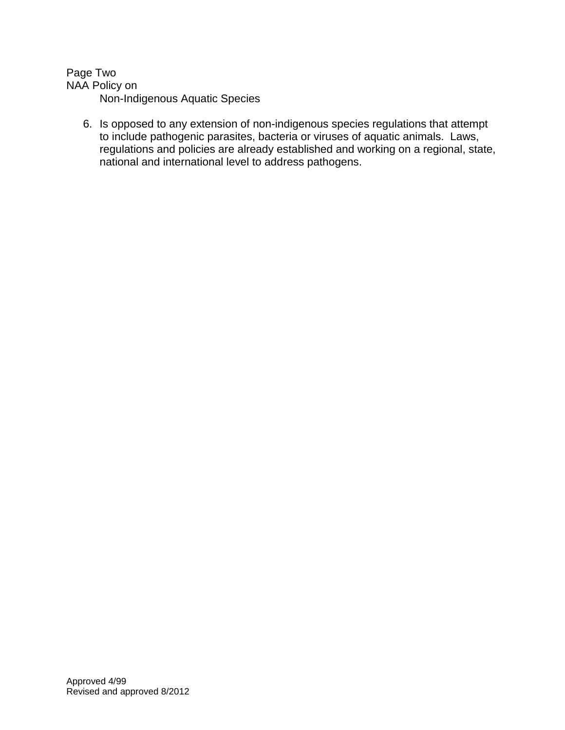6. Is opposed to any extension of non-indigenous species regulations that attempt to include pathogenic parasites, bacteria or viruses of aquatic animals. Laws, regulations and policies are already established and working on a regional, state, national and international level to address pathogens.

Approved 4/99
Revised and approved 8/2012